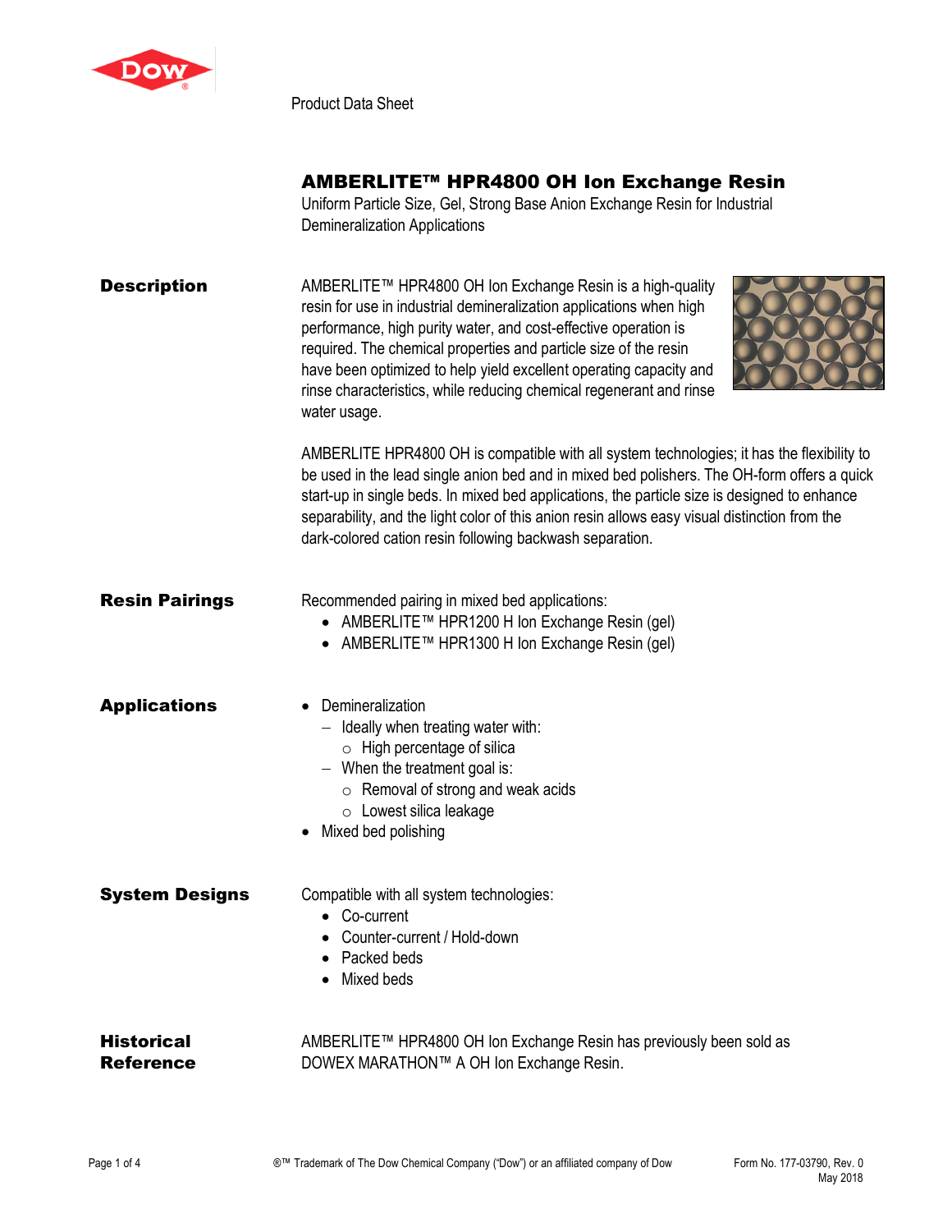Product Data Sheet

# AMBERLITE™ HPR4800 OH Ion Exchange Resin

Uniform Particle Size, Gel, Strong Base Anion Exchange Resin for Industrial Demineralization Applications

## Description

AMBERLITE™ HPR4800 OH Ion Exchange Resin is a high-quality resin for use in industrial demineralization applications when high performance, high purity water, and cost-effective operation is required. The chemical properties and particle size of the resin have been optimized to help yield excellent operating capacity and rinse characteristics, while reducing chemical regenerant and rinse water usage.

AMBERLITE HPR4800 OH is compatible with all system technologies; it has the flexibility to be used in the lead single anion bed and in mixed bed polishers. The OH-form offers a quick start-up in single beds. In mixed bed applications, the particle size is designed to enhance separability, and the light color of this anion resin allows easy visual distinction from the dark-colored cation resin following backwash separation.

## Resin Pairings

Recommended pairing in mixed bed applications:

- AMBERLITE™ HPR1200 H Ion Exchange Resin (gel)
- AMBERLITE™ HPR1300 H Ion Exchange Resin (gel)

## Applications

- Demineralization
  - Ideally when treating water with:
    - High percentage of silica
  - When the treatment goal is:
    - Removal of strong and weak acids
    - Lowest silica leakage
- Mixed bed polishing

## System Designs

Compatible with all system technologies:

- Co-current
- Counter-current / Hold-down
- Packed beds
- Mixed beds

## Historical Reference

AMBERLITE™ HPR4800 OH Ion Exchange Resin has previously been sold as DOWEX MARATHON™ A OH Ion Exchange Resin.

®™ Trademark of The Dow Chemical Company ("Dow") or an affiliated company of Dow

Form No. 177-03790, Rev. 0
May 2018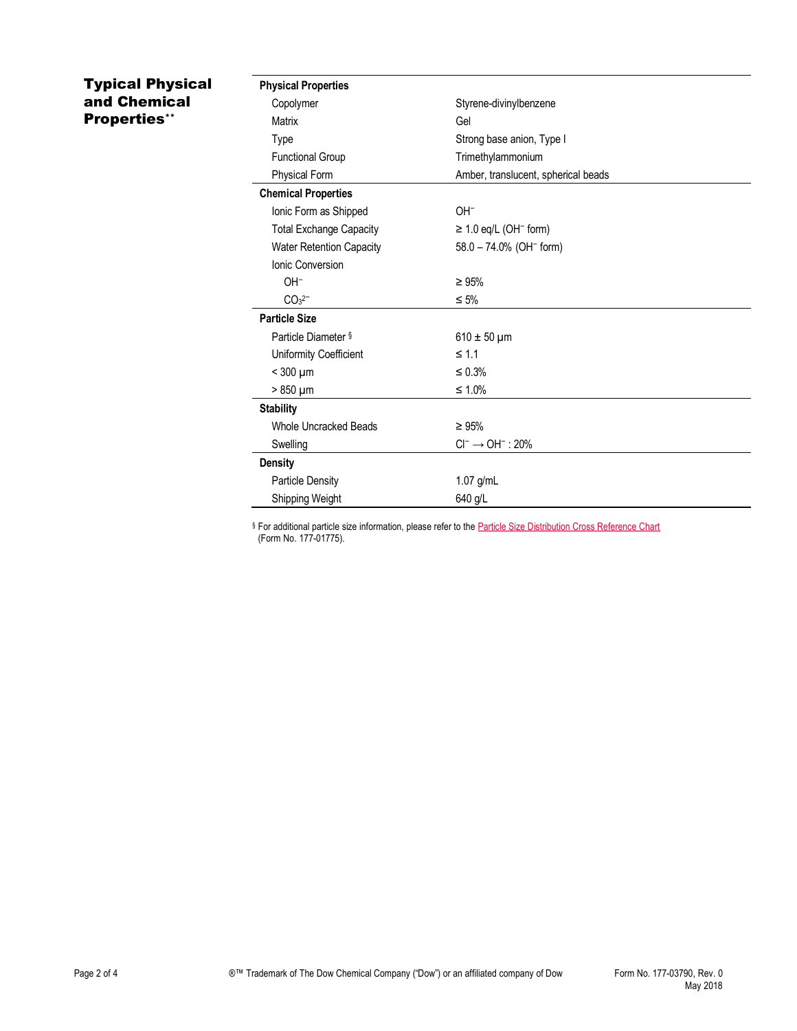## Typical Physical and Chemical Properties**

| | |
|---|---|
| **Physical Properties** | |
| Copolymer | Styrene-divinylbenzene |
| Matrix | Gel |
| Type | Strong base anion, Type I |
| Functional Group | Trimethylammonium |
| Physical Form | Amber, translucent, spherical beads |
| **Chemical Properties** | |
| Ionic Form as Shipped | $OH^-$ |
| Total Exchange Capacity | ≥ 1.0 eq/L ($OH^-$ form) |
| Water Retention Capacity | 58.0 – 74.0% ($OH^-$ form) |
| Ionic Conversion | |
| $OH^-$ | ≥ 95% |
| $CO_3^{2-}$ | ≤ 5% |
| **Particle Size** | |
| Particle Diameter § | 610 ± 50 µm |
| Uniformity Coefficient | ≤ 1.1 |
| < 300 µm | ≤ 0.3% |
| > 850 µm | ≤ 1.0% |
| **Stability** | |
| Whole Uncracked Beads | ≥ 95% |
| Swelling | $Cl^- \rightarrow OH^-$ : 20% |
| **Density** | |
| Particle Density | 1.07 g/mL |
| Shipping Weight | 640 g/L |

§ For additional particle size information, please refer to the Particle Size Distribution Cross Reference Chart (Form No. 177-01775).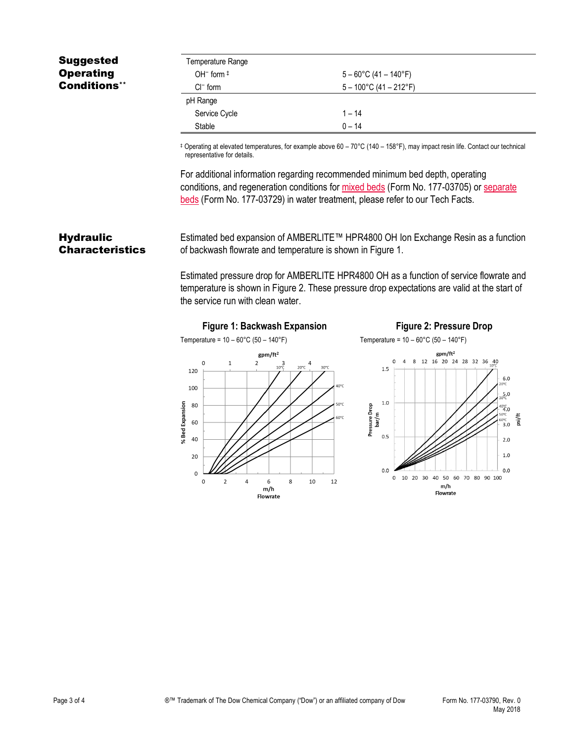## Suggested Operating Conditions**

| Temperature Range | |
|---|---|
| $OH^-$ form ‡ | 5 – 60°C (41 – 140°F) |
| $Cl^-$ form | 5 – 100°C (41 – 212°F) |
| pH Range | |
| Service Cycle | 1 – 14 |
| Stable | 0 – 14 |

‡ Operating at elevated temperatures, for example above 60 – 70°C (140 – 158°F), may impact resin life. Contact our technical representative for details.

For additional information regarding recommended minimum bed depth, operating conditions, and regeneration conditions for mixed beds (Form No. 177-03705) or separate beds (Form No. 177-03729) in water treatment, please refer to our Tech Facts.

## Hydraulic Characteristics

Estimated bed expansion of AMBERLITE™ HPR4800 OH Ion Exchange Resin as a function of backwash flowrate and temperature is shown in Figure 1.

Estimated pressure drop for AMBERLITE HPR4800 OH as a function of service flowrate and temperature is shown in Figure 2. These pressure drop expectations are valid at the start of the service run with clean water.

**Figure 1: Backwash Expansion**

Temperature = 10 – 60°C (50 – 140°F)

**Figure 2: Pressure Drop**

Temperature = 10 – 60°C (50 – 140°F)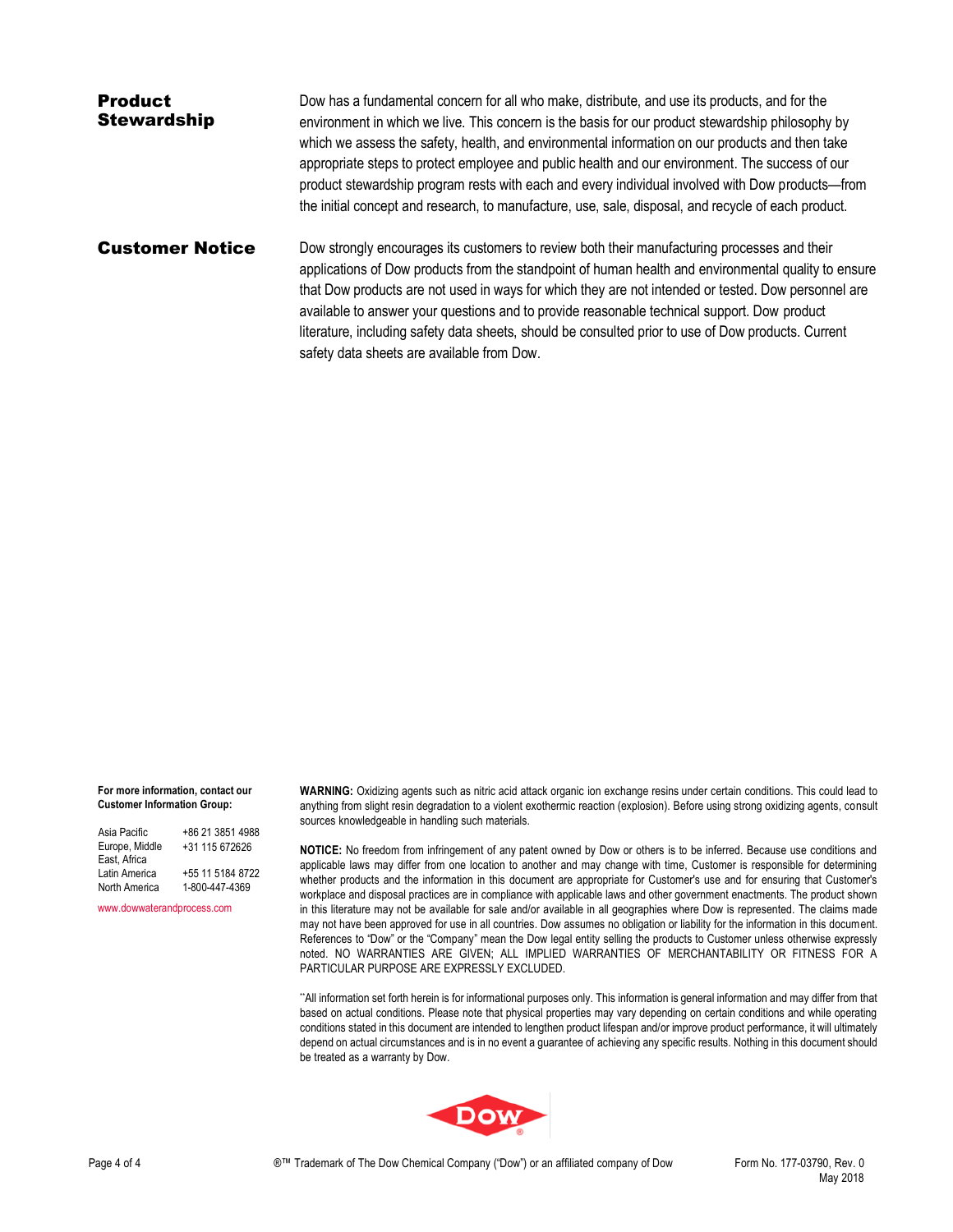## Product Stewardship

Dow has a fundamental concern for all who make, distribute, and use its products, and for the environment in which we live. This concern is the basis for our product stewardship philosophy by which we assess the safety, health, and environmental information on our products and then take appropriate steps to protect employee and public health and our environment. The success of our product stewardship program rests with each and every individual involved with Dow products—from the initial concept and research, to manufacture, use, sale, disposal, and recycle of each product.

## Customer Notice

Dow strongly encourages its customers to review both their manufacturing processes and their applications of Dow products from the standpoint of human health and environmental quality to ensure that Dow products are not used in ways for which they are not intended or tested. Dow personnel are available to answer your questions and to provide reasonable technical support. Dow product literature, including safety data sheets, should be consulted prior to use of Dow products. Current safety data sheets are available from Dow.

**For more information, contact our Customer Information Group:**

| | |
|---|---|
| Asia Pacific | +86 21 3851 4988 |
| Europe, Middle East, Africa | +31 115 672626 |
| Latin America | +55 11 5184 8722 |
| North America | 1-800-447-4369 |

www.dowwaterandprocess.com

**WARNING:** Oxidizing agents such as nitric acid attack organic ion exchange resins under certain conditions. This could lead to anything from slight resin degradation to a violent exothermic reaction (explosion). Before using strong oxidizing agents, consult sources knowledgeable in handling such materials.

**NOTICE:** No freedom from infringement of any patent owned by Dow or others is to be inferred. Because use conditions and applicable laws may differ from one location to another and may change with time, Customer is responsible for determining whether products and the information in this document are appropriate for Customer's use and for ensuring that Customer's workplace and disposal practices are in compliance with applicable laws and other government enactments. The product shown in this literature may not be available for sale and/or available in all geographies where Dow is represented. The claims made may not have been approved for use in all countries. Dow assumes no obligation or liability for the information in this document. References to "Dow" or the "Company" mean the Dow legal entity selling the products to Customer unless otherwise expressly noted. NO WARRANTIES ARE GIVEN; ALL IMPLIED WARRANTIES OF MERCHANTABILITY OR FITNESS FOR A PARTICULAR PURPOSE ARE EXPRESSLY EXCLUDED.

**All information set forth herein is for informational purposes only. This information is general information and may differ from that based on actual conditions. Please note that physical properties may vary depending on certain conditions and while operating conditions stated in this document are intended to lengthen product lifespan and/or improve product performance, it will ultimately depend on actual circumstances and is in no event a guarantee of achieving any specific results. Nothing in this document should be treated as a warranty by Dow.

®™ Trademark of The Dow Chemical Company ("Dow") or an affiliated company of Dow

Form No. 177-03790, Rev. 0
May 2018